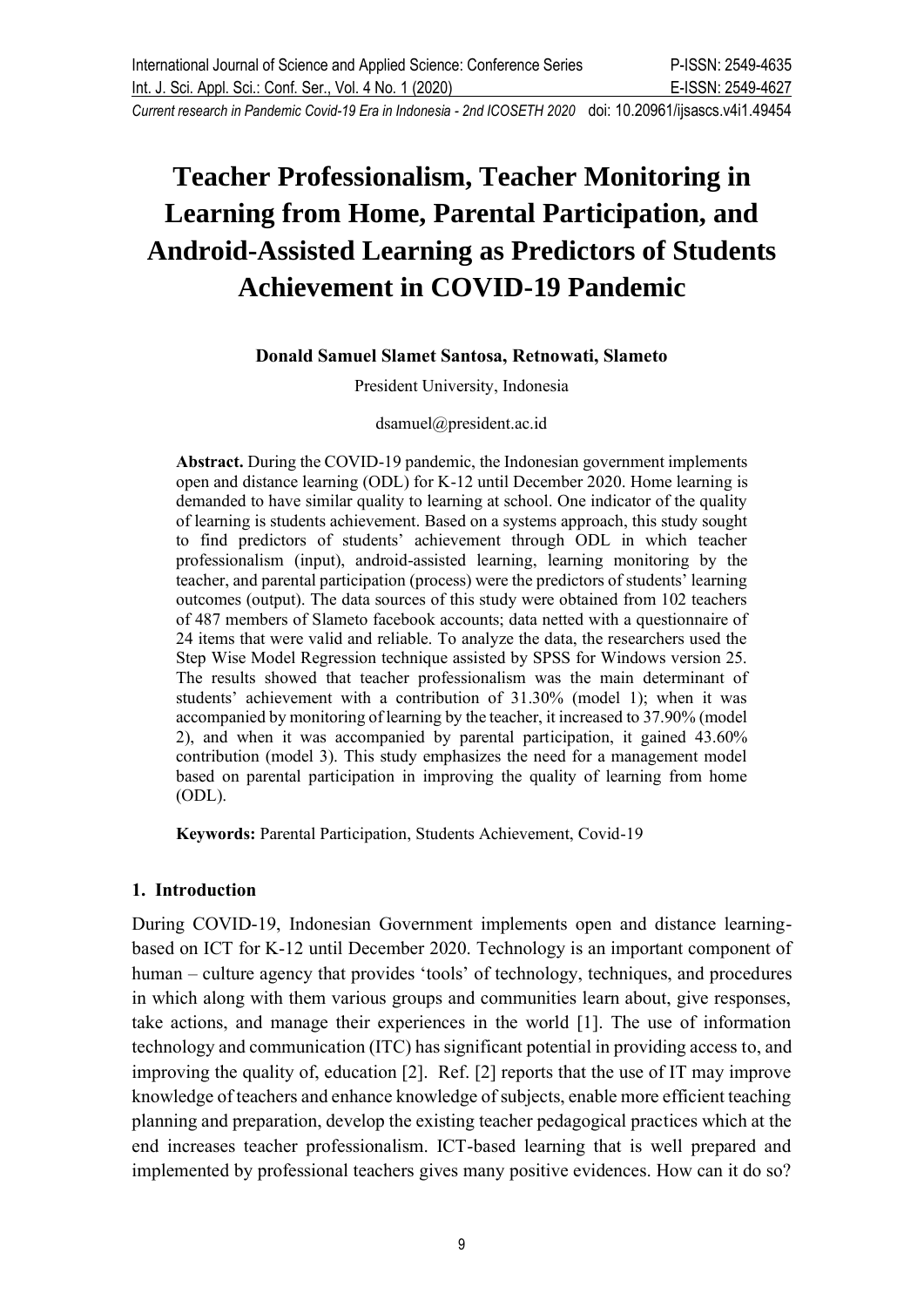# Teacher Professionalism, Teacher Monitoring in Learning from Home, Parental Participation, and Android-Assisted Learning as Predictors of Students Achievement in COVID-19 Pandemic

**Donald Samuel Slamet Santosa, Retnowati, Slameto**

President University, Indonesia

dsamuel@president.ac.id

**Abstract.** During the COVID-19 pandemic, the Indonesian government implements open and distance learning (ODL) for K-12 until December 2020. Home learning is demanded to have similar quality to learning at school. One indicator of the quality of learning is students achievement. Based on a systems approach, this study sought to find predictors of students' achievement through ODL in which teacher professionalism (input), android-assisted learning, learning monitoring by the teacher, and parental participation (process) were the predictors of students' learning outcomes (output). The data sources of this study were obtained from 102 teachers of 487 members of Slameto facebook accounts; data netted with a questionnaire of 24 items that were valid and reliable. To analyze the data, the researchers used the Step Wise Model Regression technique assisted by SPSS for Windows version 25. The results showed that teacher professionalism was the main determinant of students' achievement with a contribution of 31.30% (model 1); when it was accompanied by monitoring of learning by the teacher, it increased to 37.90% (model 2), and when it was accompanied by parental participation, it gained 43.60% contribution (model 3). This study emphasizes the need for a management model based on parental participation in improving the quality of learning from home (ODL).

**Keywords:** Parental Participation, Students Achievement, Covid-19

## 1. Introduction

During COVID-19, Indonesian Government implements open and distance learning-based on ICT for K-12 until December 2020. Technology is an important component of human – culture agency that provides 'tools' of technology, techniques, and procedures in which along with them various groups and communities learn about, give responses, take actions, and manage their experiences in the world [1]. The use of information technology and communication (ITC) has significant potential in providing access to, and improving the quality of, education [2]. Ref. [2] reports that the use of IT may improve knowledge of teachers and enhance knowledge of subjects, enable more efficient teaching planning and preparation, develop the existing teacher pedagogical practices which at the end increases teacher professionalism. ICT-based learning that is well prepared and implemented by professional teachers gives many positive evidences. How can it do so?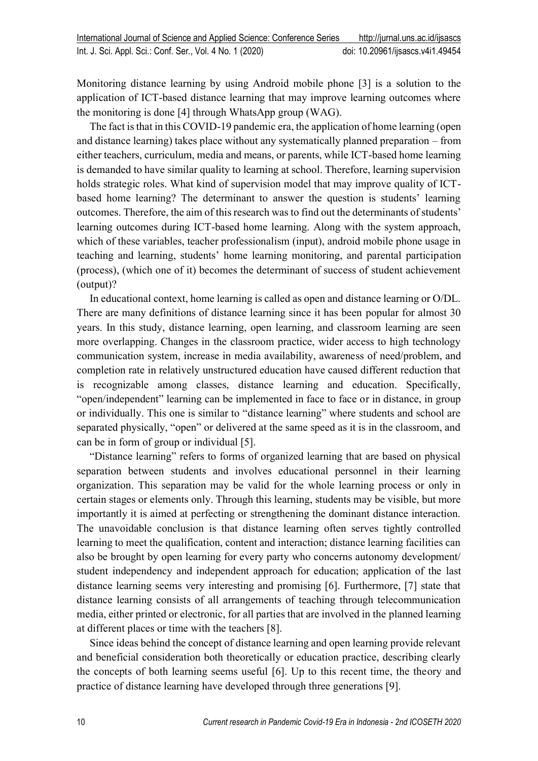Monitoring distance learning by using Android mobile phone [3] is a solution to the application of ICT-based distance learning that may improve learning outcomes where the monitoring is done [4] through WhatsApp group (WAG).

The fact is that in this COVID-19 pandemic era, the application of home learning (open and distance learning) takes place without any systematically planned preparation – from either teachers, curriculum, media and means, or parents, while ICT-based home learning is demanded to have similar quality to learning at school. Therefore, learning supervision holds strategic roles. What kind of supervision model that may improve quality of ICT-based home learning? The determinant to answer the question is students' learning outcomes. Therefore, the aim of this research was to find out the determinants of students' learning outcomes during ICT-based home learning. Along with the system approach, which of these variables, teacher professionalism (input), android mobile phone usage in teaching and learning, students' home learning monitoring, and parental participation (process), (which one of it) becomes the determinant of success of student achievement (output)?

In educational context, home learning is called as open and distance learning or O/DL. There are many definitions of distance learning since it has been popular for almost 30 years. In this study, distance learning, open learning, and classroom learning are seen more overlapping. Changes in the classroom practice, wider access to high technology communication system, increase in media availability, awareness of need/problem, and completion rate in relatively unstructured education have caused different reduction that is recognizable among classes, distance learning and education. Specifically, "open/independent" learning can be implemented in face to face or in distance, in group or individually. This one is similar to "distance learning" where students and school are separated physically, "open" or delivered at the same speed as it is in the classroom, and can be in form of group or individual [5].

"Distance learning" refers to forms of organized learning that are based on physical separation between students and involves educational personnel in their learning organization. This separation may be valid for the whole learning process or only in certain stages or elements only. Through this learning, students may be visible, but more importantly it is aimed at perfecting or strengthening the dominant distance interaction. The unavoidable conclusion is that distance learning often serves tightly controlled learning to meet the qualification, content and interaction; distance learning facilities can also be brought by open learning for every party who concerns autonomy development/ student independency and independent approach for education; application of the last distance learning seems very interesting and promising [6]. Furthermore, [7] state that distance learning consists of all arrangements of teaching through telecommunication media, either printed or electronic, for all parties that are involved in the planned learning at different places or time with the teachers [8].

Since ideas behind the concept of distance learning and open learning provide relevant and beneficial consideration both theoretically or education practice, describing clearly the concepts of both learning seems useful [6]. Up to this recent time, the theory and practice of distance learning have developed through three generations [9].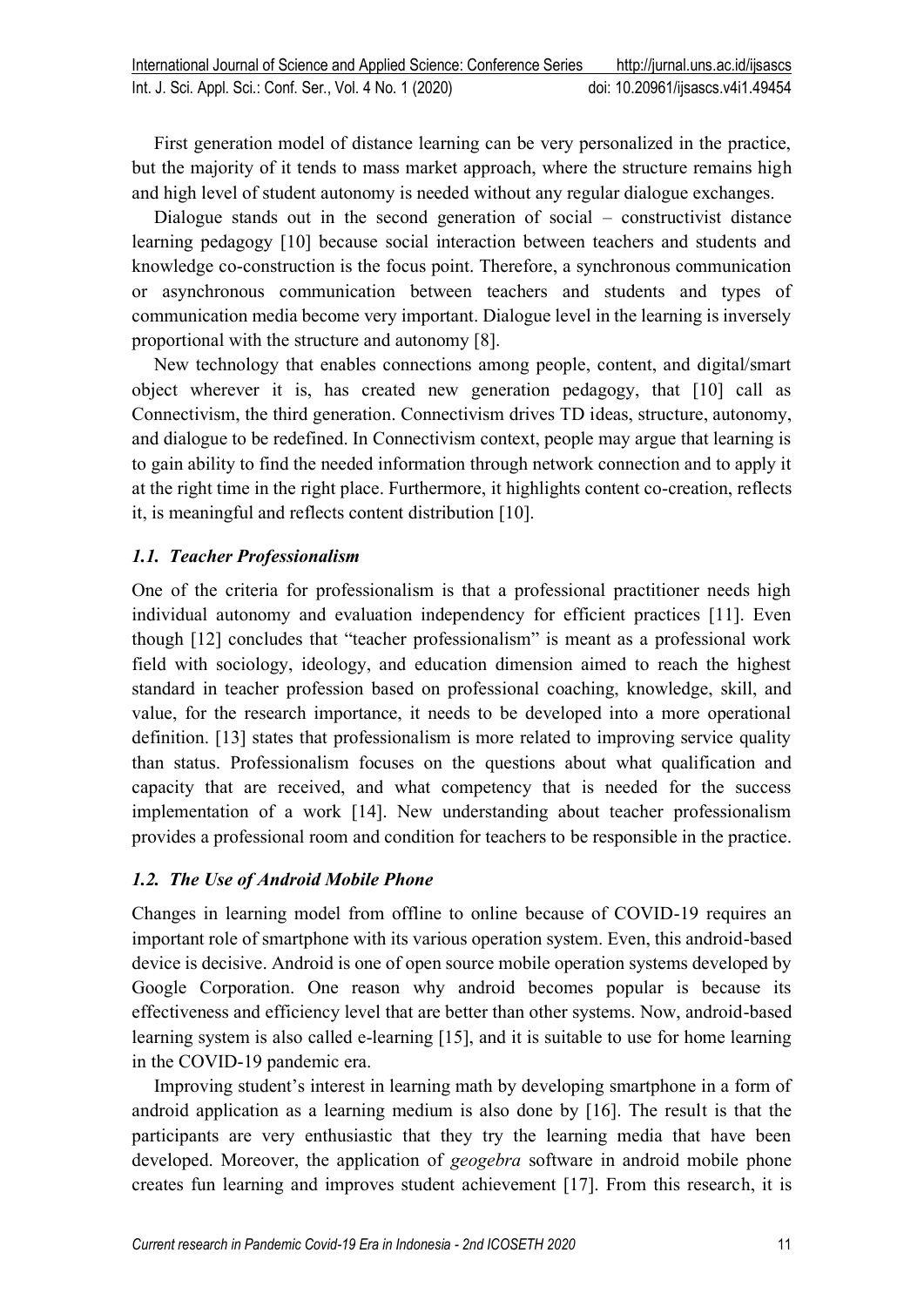First generation model of distance learning can be very personalized in the practice, but the majority of it tends to mass market approach, where the structure remains high and high level of student autonomy is needed without any regular dialogue exchanges.

Dialogue stands out in the second generation of social – constructivist distance learning pedagogy [10] because social interaction between teachers and students and knowledge co-construction is the focus point. Therefore, a synchronous communication or asynchronous communication between teachers and students and types of communication media become very important. Dialogue level in the learning is inversely proportional with the structure and autonomy [8].

New technology that enables connections among people, content, and digital/smart object wherever it is, has created new generation pedagogy, that [10] call as Connectivism, the third generation. Connectivism drives TD ideas, structure, autonomy, and dialogue to be redefined. In Connectivism context, people may argue that learning is to gain ability to find the needed information through network connection and to apply it at the right time in the right place. Furthermore, it highlights content co-creation, reflects it, is meaningful and reflects content distribution [10].

### *1.1. Teacher Professionalism*

One of the criteria for professionalism is that a professional practitioner needs high individual autonomy and evaluation independency for efficient practices [11]. Even though [12] concludes that "teacher professionalism" is meant as a professional work field with sociology, ideology, and education dimension aimed to reach the highest standard in teacher profession based on professional coaching, knowledge, skill, and value, for the research importance, it needs to be developed into a more operational definition. [13] states that professionalism is more related to improving service quality than status. Professionalism focuses on the questions about what qualification and capacity that are received, and what competency that is needed for the success implementation of a work [14]. New understanding about teacher professionalism provides a professional room and condition for teachers to be responsible in the practice.

### *1.2. The Use of Android Mobile Phone*

Changes in learning model from offline to online because of COVID-19 requires an important role of smartphone with its various operation system. Even, this android-based device is decisive. Android is one of open source mobile operation systems developed by Google Corporation. One reason why android becomes popular is because its effectiveness and efficiency level that are better than other systems. Now, android-based learning system is also called e-learning [15], and it is suitable to use for home learning in the COVID-19 pandemic era.

Improving student's interest in learning math by developing smartphone in a form of android application as a learning medium is also done by [16]. The result is that the participants are very enthusiastic that they try the learning media that have been developed. Moreover, the application of *geogebra* software in android mobile phone creates fun learning and improves student achievement [17]. From this research, it is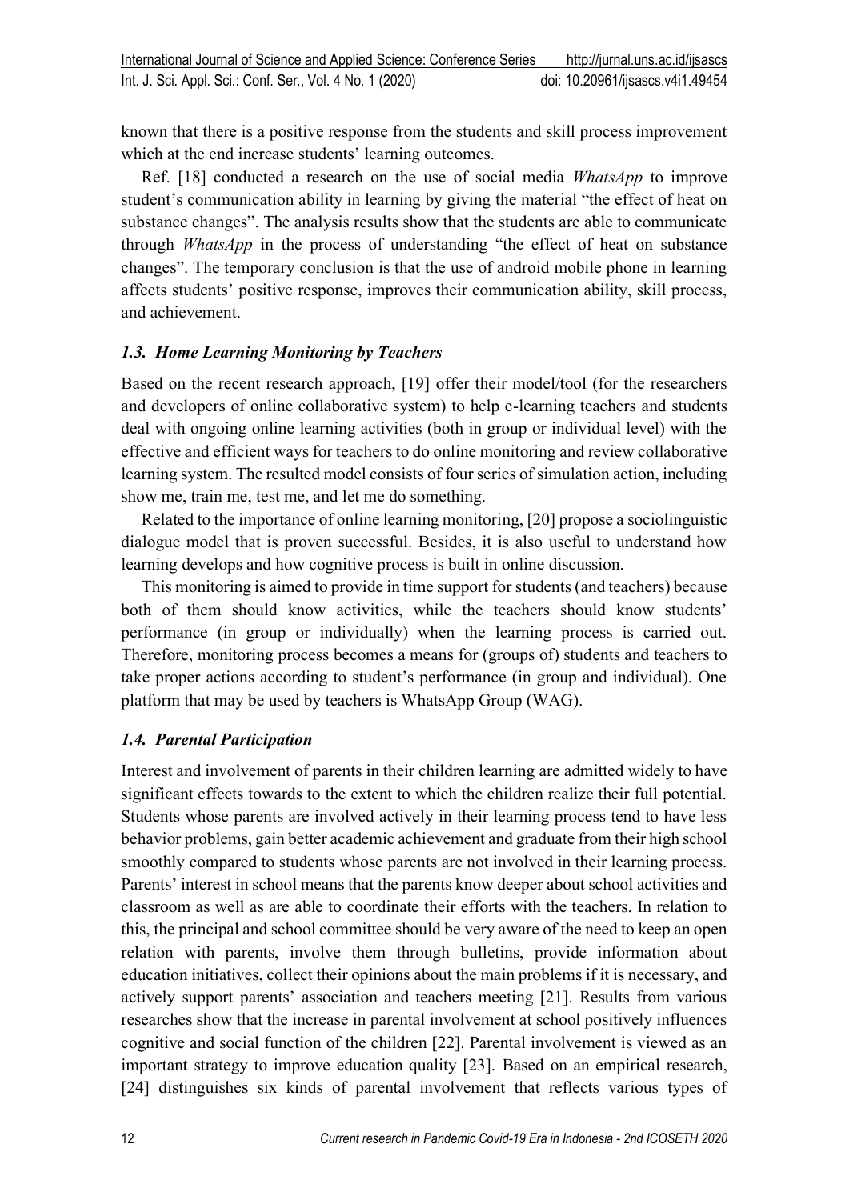known that there is a positive response from the students and skill process improvement which at the end increase students' learning outcomes.

Ref. [18] conducted a research on the use of social media *WhatsApp* to improve student's communication ability in learning by giving the material "the effect of heat on substance changes". The analysis results show that the students are able to communicate through *WhatsApp* in the process of understanding "the effect of heat on substance changes". The temporary conclusion is that the use of android mobile phone in learning affects students' positive response, improves their communication ability, skill process, and achievement.

### *1.3. Home Learning Monitoring by Teachers*

Based on the recent research approach, [19] offer their model/tool (for the researchers and developers of online collaborative system) to help e-learning teachers and students deal with ongoing online learning activities (both in group or individual level) with the effective and efficient ways for teachers to do online monitoring and review collaborative learning system. The resulted model consists of four series of simulation action, including show me, train me, test me, and let me do something.

Related to the importance of online learning monitoring, [20] propose a sociolinguistic dialogue model that is proven successful. Besides, it is also useful to understand how learning develops and how cognitive process is built in online discussion.

This monitoring is aimed to provide in time support for students (and teachers) because both of them should know activities, while the teachers should know students' performance (in group or individually) when the learning process is carried out. Therefore, monitoring process becomes a means for (groups of) students and teachers to take proper actions according to student's performance (in group and individual). One platform that may be used by teachers is WhatsApp Group (WAG).

### *1.4. Parental Participation*

Interest and involvement of parents in their children learning are admitted widely to have significant effects towards to the extent to which the children realize their full potential. Students whose parents are involved actively in their learning process tend to have less behavior problems, gain better academic achievement and graduate from their high school smoothly compared to students whose parents are not involved in their learning process. Parents' interest in school means that the parents know deeper about school activities and classroom as well as are able to coordinate their efforts with the teachers. In relation to this, the principal and school committee should be very aware of the need to keep an open relation with parents, involve them through bulletins, provide information about education initiatives, collect their opinions about the main problems if it is necessary, and actively support parents' association and teachers meeting [21]. Results from various researches show that the increase in parental involvement at school positively influences cognitive and social function of the children [22]. Parental involvement is viewed as an important strategy to improve education quality [23]. Based on an empirical research, [24] distinguishes six kinds of parental involvement that reflects various types of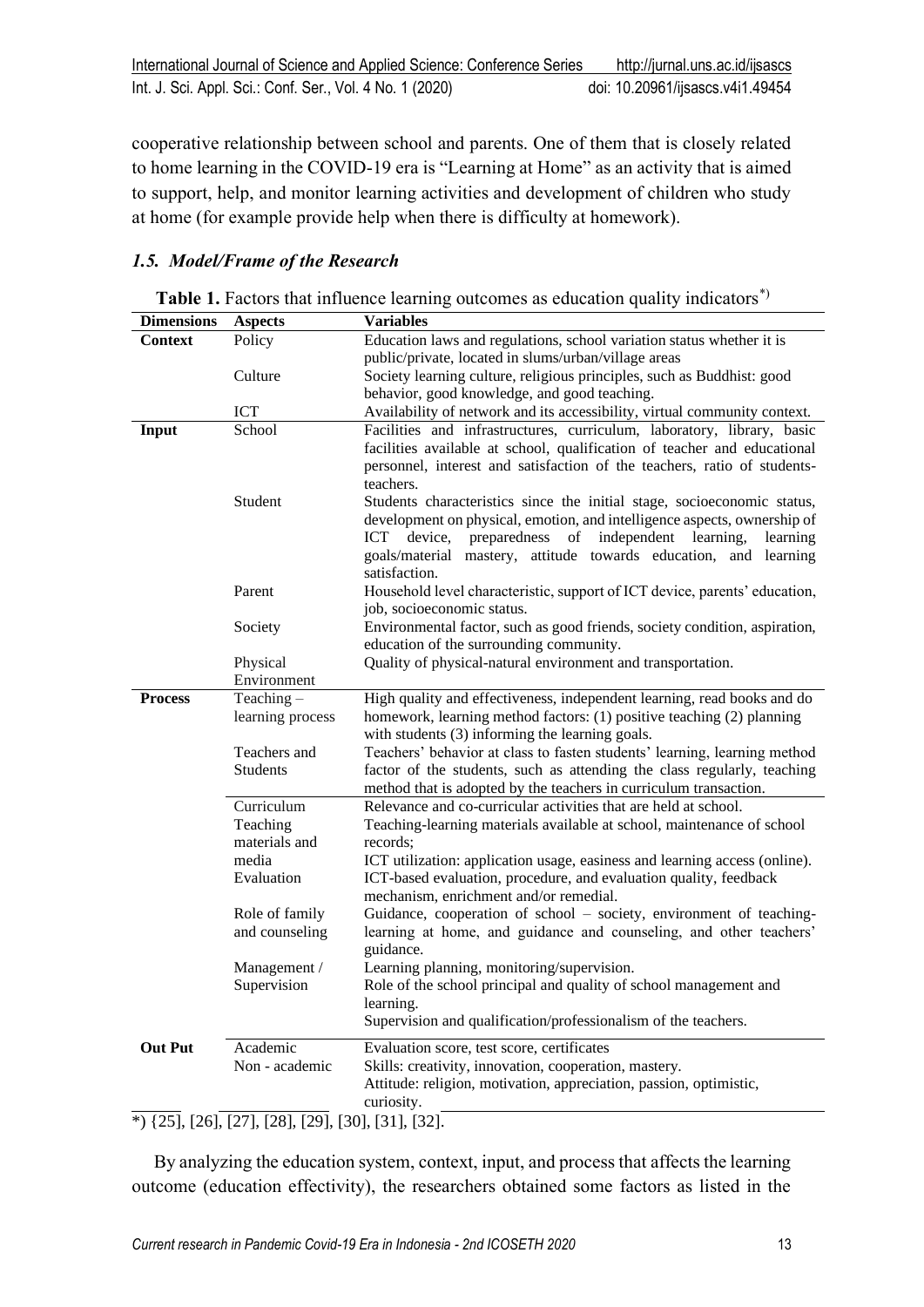cooperative relationship between school and parents. One of them that is closely related to home learning in the COVID-19 era is "Learning at Home" as an activity that is aimed to support, help, and monitor learning activities and development of children who study at home (for example provide help when there is difficulty at homework).

### *1.5. Model/Frame of the Research*

**Table 1.** Factors that influence learning outcomes as education quality indicators*)

| Dimensions | Aspects | Variables |
|---|---|---|
| **Context** | Policy | Education laws and regulations, school variation status whether it is public/private, located in slums/urban/village areas |
| | Culture | Society learning culture, religious principles, such as Buddhist: good behavior, good knowledge, and good teaching. |
| | ICT | Availability of network and its accessibility, virtual community context. |
| **Input** | School | Facilities and infrastructures, curriculum, laboratory, library, basic facilities available at school, qualification of teacher and educational personnel, interest and satisfaction of the teachers, ratio of students-teachers. |
| | Student | Students characteristics since the initial stage, socioeconomic status, development on physical, emotion, and intelligence aspects, ownership of ICT device, preparedness of independent learning, learning goals/material mastery, attitude towards education, and learning satisfaction. |
| | Parent | Household level characteristic, support of ICT device, parents' education, job, socioeconomic status. |
| | Society | Environmental factor, such as good friends, society condition, aspiration, education of the surrounding community. |
| | Physical Environment | Quality of physical-natural environment and transportation. |
| **Process** | Teaching – learning process | High quality and effectiveness, independent learning, read books and do homework, learning method factors: (1) positive teaching (2) planning with students (3) informing the learning goals. |
| | Teachers and Students | Teachers' behavior at class to fasten students' learning, learning method factor of the students, such as attending the class regularly, teaching method that is adopted by the teachers in curriculum transaction. |
| | Curriculum | Relevance and co-curricular activities that are held at school. |
| | Teaching materials and media | Teaching-learning materials available at school, maintenance of school records; ICT utilization: application usage, easiness and learning access (online). |
| | Evaluation | ICT-based evaluation, procedure, and evaluation quality, feedback mechanism, enrichment and/or remedial. |
| | Role of family and counseling | Guidance, cooperation of school – society, environment of teaching-learning at home, and guidance and counseling, and other teachers' guidance. |
| | Management / Supervision | Learning planning, monitoring/supervision. Role of the school principal and quality of school management and learning. Supervision and qualification/professionalism of the teachers. |
| **Out Put** | Academic | Evaluation score, test score, certificates |
| | Non - academic | Skills: creativity, innovation, cooperation, mastery. Attitude: religion, motivation, appreciation, passion, optimistic, curiosity. |

*) {25], [26], [27], [28], [29], [30], [31], [32].

By analyzing the education system, context, input, and process that affects the learning outcome (education effectivity), the researchers obtained some factors as listed in the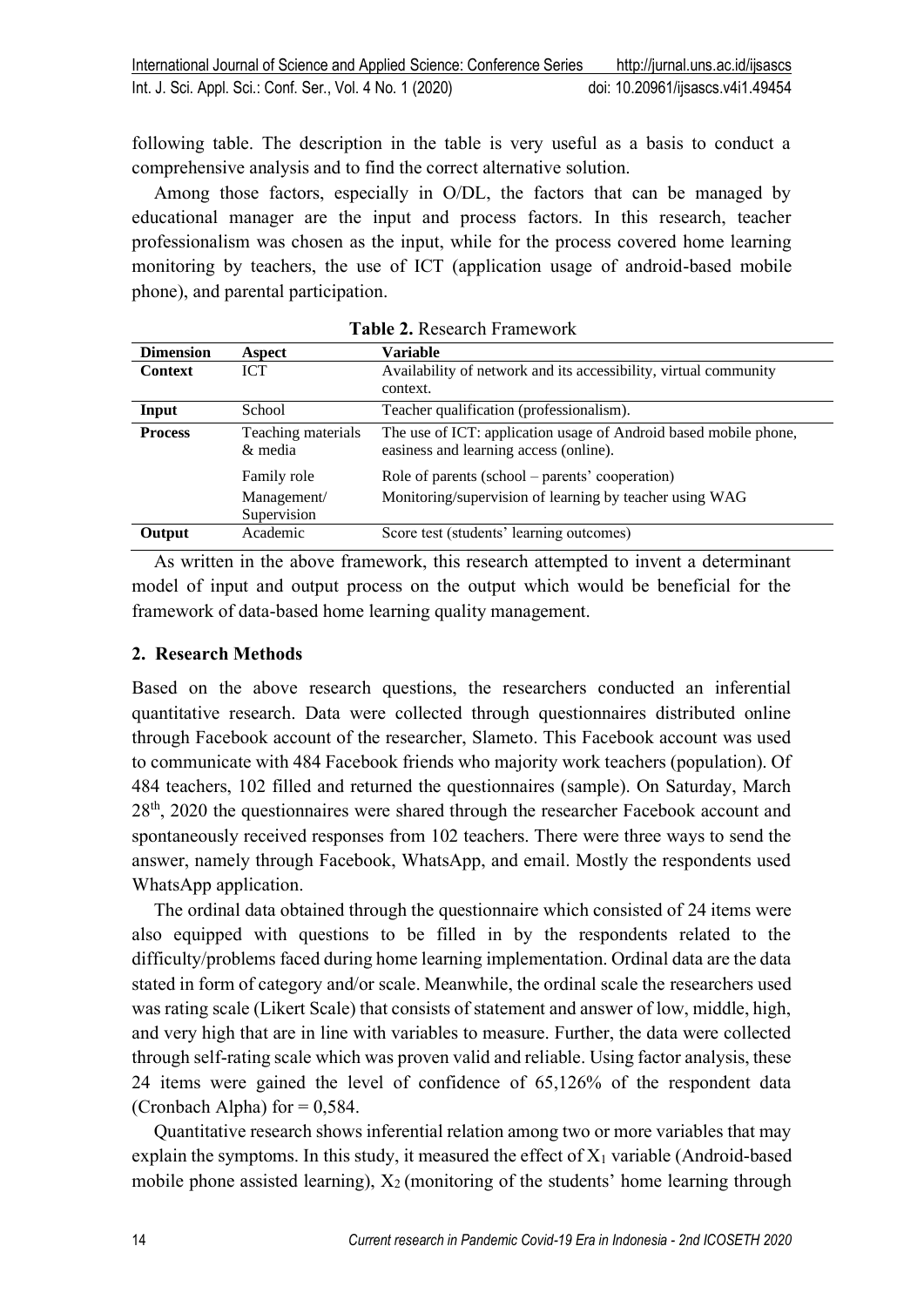following table. The description in the table is very useful as a basis to conduct a comprehensive analysis and to find the correct alternative solution.

Among those factors, especially in O/DL, the factors that can be managed by educational manager are the input and process factors. In this research, teacher professionalism was chosen as the input, while for the process covered home learning monitoring by teachers, the use of ICT (application usage of android-based mobile phone), and parental participation.

**Table 2.** Research Framework

| Dimension | Aspect | Variable |
|---|---|---|
| **Context** | ICT | Availability of network and its accessibility, virtual community context. |
| **Input** | School | Teacher qualification (professionalism). |
| **Process** | Teaching materials & media | The use of ICT: application usage of Android based mobile phone, easiness and learning access (online). |
| | Family role | Role of parents (school – parents' cooperation) |
| | Management/ Supervision | Monitoring/supervision of learning by teacher using WAG |
| **Output** | Academic | Score test (students' learning outcomes) |

As written in the above framework, this research attempted to invent a determinant model of input and output process on the output which would be beneficial for the framework of data-based home learning quality management.

## 2. Research Methods

Based on the above research questions, the researchers conducted an inferential quantitative research. Data were collected through questionnaires distributed online through Facebook account of the researcher, Slameto. This Facebook account was used to communicate with 484 Facebook friends who majority work teachers (population). Of 484 teachers, 102 filled and returned the questionnaires (sample). On Saturday, March 28th, 2020 the questionnaires were shared through the researcher Facebook account and spontaneously received responses from 102 teachers. There were three ways to send the answer, namely through Facebook, WhatsApp, and email. Mostly the respondents used WhatsApp application.

The ordinal data obtained through the questionnaire which consisted of 24 items were also equipped with questions to be filled in by the respondents related to the difficulty/problems faced during home learning implementation. Ordinal data are the data stated in form of category and/or scale. Meanwhile, the ordinal scale the researchers used was rating scale (Likert Scale) that consists of statement and answer of low, middle, high, and very high that are in line with variables to measure. Further, the data were collected through self-rating scale which was proven valid and reliable. Using factor analysis, these 24 items were gained the level of confidence of 65,126% of the respondent data (Cronbach Alpha) for = 0,584.

Quantitative research shows inferential relation among two or more variables that may explain the symptoms. In this study, it measured the effect of $X_1$ variable (Android-based mobile phone assisted learning), $X_2$ (monitoring of the students' home learning through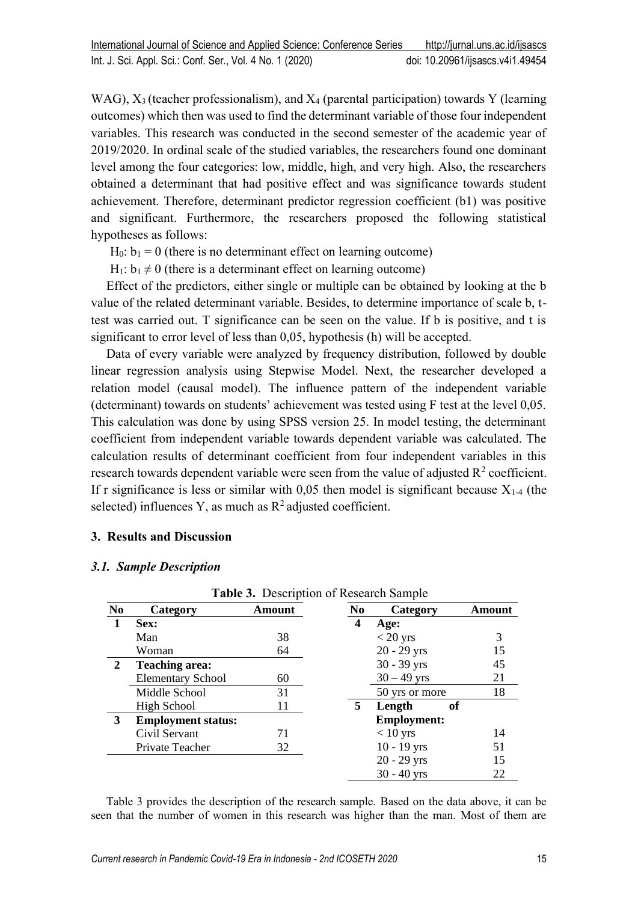WAG), $X_3$ (teacher professionalism), and $X_4$ (parental participation) towards Y (learning outcomes) which then was used to find the determinant variable of those four independent variables. This research was conducted in the second semester of the academic year of 2019/2020. In ordinal scale of the studied variables, the researchers found one dominant level among the four categories: low, middle, high, and very high. Also, the researchers obtained a determinant that had positive effect and was significance towards student achievement. Therefore, determinant predictor regression coefficient (b1) was positive and significant. Furthermore, the researchers proposed the following statistical hypotheses as follows:

$H_0$: $b_1 = 0$ (there is no determinant effect on learning outcome)

$H_1$: $b_1 \neq 0$ (there is a determinant effect on learning outcome)

Effect of the predictors, either single or multiple can be obtained by looking at the b value of the related determinant variable. Besides, to determine importance of scale b, t-test was carried out. T significance can be seen on the value. If b is positive, and t is significant to error level of less than 0,05, hypothesis (h) will be accepted.

Data of every variable were analyzed by frequency distribution, followed by double linear regression analysis using Stepwise Model. Next, the researcher developed a relation model (causal model). The influence pattern of the independent variable (determinant) towards on students' achievement was tested using F test at the level 0,05. This calculation was done by using SPSS version 25. In model testing, the determinant coefficient from independent variable towards dependent variable was calculated. The calculation results of determinant coefficient from four independent variables in this research towards dependent variable were seen from the value of adjusted $R^2$ coefficient. If r significance is less or similar with 0,05 then model is significant because $X_{1\text{-}4}$ (the selected) influences Y, as much as $R^2$ adjusted coefficient.

## 3. Results and Discussion

### *3.1. Sample Description*

**Table 3.** Description of Research Sample

| No | Category | Amount | No | Category | Amount |
|---|---|---|---|---|---|
| 1 | **Sex:** | | 4 | **Age:** | |
| | Man | 38 | | < 20 yrs | 3 |
| | Woman | 64 | | 20 - 29 yrs | 15 |
| 2 | **Teaching area:** | | | 30 - 39 yrs | 45 |
| | Elementary School | 60 | | 30 – 49 yrs | 21 |
| | Middle School | 31 | | 50 yrs or more | 18 |
| | High School | 11 | 5 | **Length of Employment:** | |
| 3 | **Employment status:** | | | < 10 yrs | 14 |
| | Civil Servant | 71 | | 10 - 19 yrs | 51 |
| | Private Teacher | 32 | | 20 - 29 yrs | 15 |
| | | | | 30 - 40 yrs | 22 |

Table 3 provides the description of the research sample. Based on the data above, it can be seen that the number of women in this research was higher than the man. Most of them are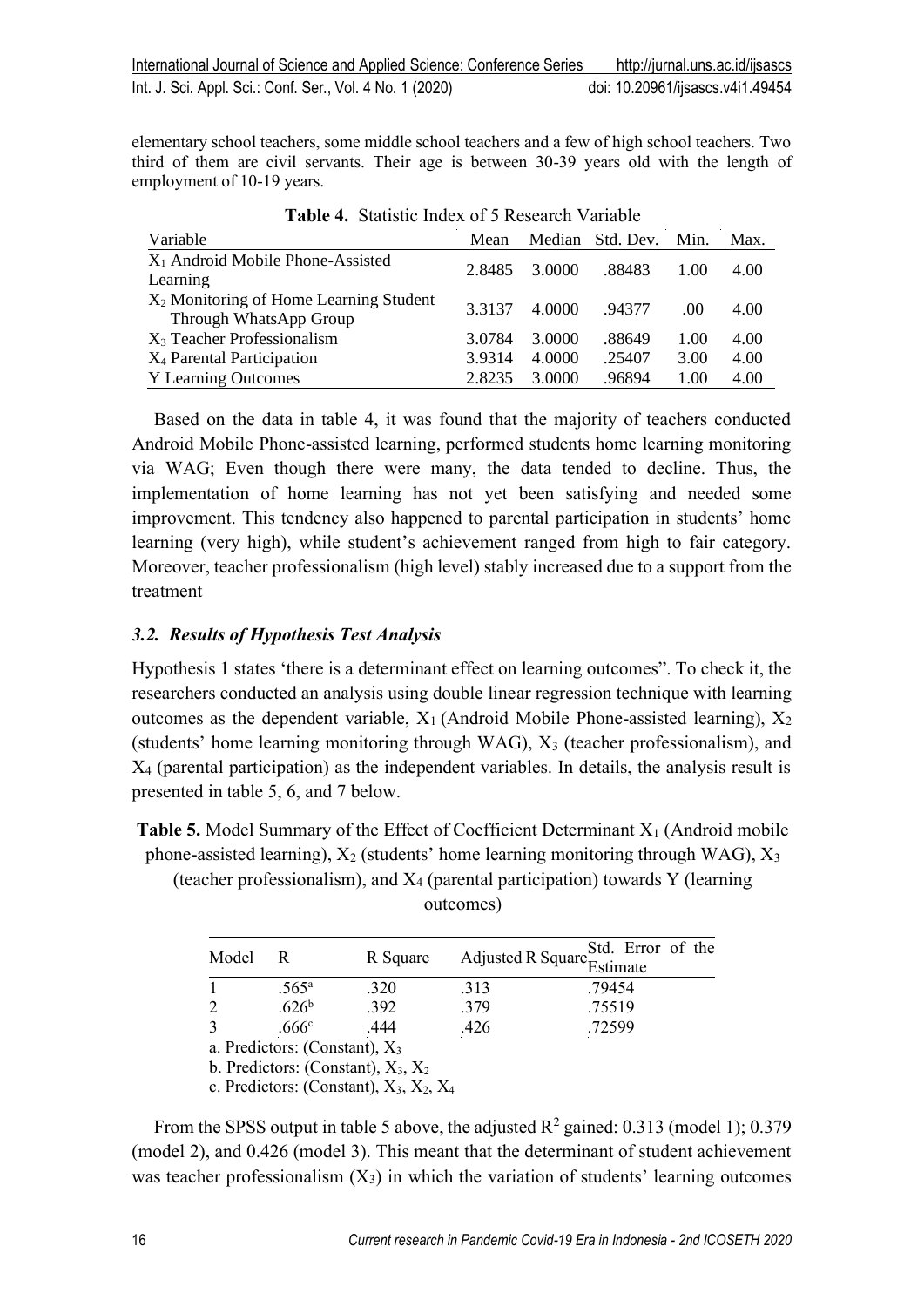elementary school teachers, some middle school teachers and a few of high school teachers. Two third of them are civil servants. Their age is between 30-39 years old with the length of employment of 10-19 years.

**Table 4.** Statistic Index of 5 Research Variable

| Variable | Mean | Median | Std. Dev. | Min. | Max. |
|---|---|---|---|---|---|
| $X_1$ Android Mobile Phone-Assisted Learning | 2.8485 | 3.0000 | .88483 | 1.00 | 4.00 |
| $X_2$ Monitoring of Home Learning Student Through WhatsApp Group | 3.3137 | 4.0000 | .94377 | .00 | 4.00 |
| $X_3$ Teacher Professionalism | 3.0784 | 3.0000 | .88649 | 1.00 | 4.00 |
| $X_4$ Parental Participation | 3.9314 | 4.0000 | .25407 | 3.00 | 4.00 |
| Y Learning Outcomes | 2.8235 | 3.0000 | .96894 | 1.00 | 4.00 |

Based on the data in table 4, it was found that the majority of teachers conducted Android Mobile Phone-assisted learning, performed students home learning monitoring via WAG; Even though there were many, the data tended to decline. Thus, the implementation of home learning has not yet been satisfying and needed some improvement. This tendency also happened to parental participation in students' home learning (very high), while student's achievement ranged from high to fair category. Moreover, teacher professionalism (high level) stably increased due to a support from the treatment

### *3.2. Results of Hypothesis Test Analysis*

Hypothesis 1 states 'there is a determinant effect on learning outcomes". To check it, the researchers conducted an analysis using double linear regression technique with learning outcomes as the dependent variable, $X_1$ (Android Mobile Phone-assisted learning), $X_2$ (students' home learning monitoring through WAG), $X_3$ (teacher professionalism), and $X_4$ (parental participation) as the independent variables. In details, the analysis result is presented in table 5, 6, and 7 below.

**Table 5.** Model Summary of the Effect of Coefficient Determinant $X_1$ (Android mobile phone-assisted learning), $X_2$ (students' home learning monitoring through WAG), $X_3$ (teacher professionalism), and $X_4$ (parental participation) towards Y (learning outcomes)

| Model | R | R Square | Adjusted R Square | Std. Error of the Estimate |
|---|---|---|---|---|
| 1 | .565[a] | .320 | .313 | .79454 |
| 2 | .626[b] | .392 | .379 | .75519 |
| 3 | .666[c] | .444 | .426 | .72599 |

a. Predictors: (Constant), $X_3$
b. Predictors: (Constant), $X_3$, $X_2$
c. Predictors: (Constant), $X_3$, $X_2$, $X_4$

From the SPSS output in table 5 above, the adjusted $R^2$ gained: 0.313 (model 1); 0.379 (model 2), and 0.426 (model 3). This meant that the determinant of student achievement was teacher professionalism ($X_3$) in which the variation of students' learning outcomes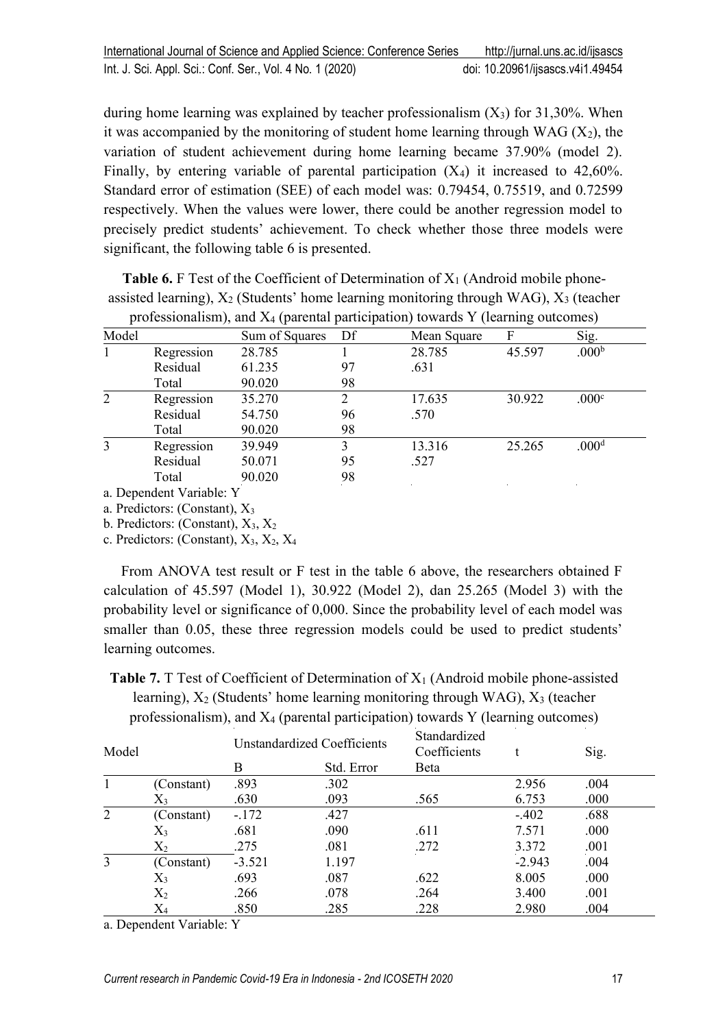during home learning was explained by teacher professionalism ($X_3$) for 31,30%. When it was accompanied by the monitoring of student home learning through WAG ($X_2$), the variation of student achievement during home learning became 37.90% (model 2). Finally, by entering variable of parental participation ($X_4$) it increased to 42,60%. Standard error of estimation (SEE) of each model was: 0.79454, 0.75519, and 0.72599 respectively. When the values were lower, there could be another regression model to precisely predict students' achievement. To check whether those three models were significant, the following table 6 is presented.

**Table 6.** F Test of the Coefficient of Determination of $X_1$ (Android mobile phone-assisted learning), $X_2$ (Students' home learning monitoring through WAG), $X_3$ (teacher professionalism), and $X_4$ (parental participation) towards Y (learning outcomes)

| Model | | Sum of Squares | Df | Mean Square | F | Sig. |
|---|---|---|---|---|---|---|
| 1 | Regression | 28.785 | 1 | 28.785 | 45.597 | .000[b] |
| | Residual | 61.235 | 97 | .631 | | |
| | Total | 90.020 | 98 | | | |
| 2 | Regression | 35.270 | 2 | 17.635 | 30.922 | .000[c] |
| | Residual | 54.750 | 96 | .570 | | |
| | Total | 90.020 | 98 | | | |
| 3 | Regression | 39.949 | 3 | 13.316 | 25.265 | .000[d] |
| | Residual | 50.071 | 95 | .527 | | |
| | Total | 90.020 | 98 | | | |

a. Dependent Variable: Y

a. Predictors: (Constant), $X_3$

b. Predictors: (Constant), $X_3$, $X_2$

c. Predictors: (Constant), $X_3$, $X_2$, $X_4$

From ANOVA test result or F test in the table 6 above, the researchers obtained F calculation of 45.597 (Model 1), 30.922 (Model 2), dan 25.265 (Model 3) with the probability level or significance of 0,000. Since the probability level of each model was smaller than 0.05, these three regression models could be used to predict students' learning outcomes.

**Table 7.** T Test of Coefficient of Determination of $X_1$ (Android mobile phone-assisted learning), $X_2$ (Students' home learning monitoring through WAG), $X_3$ (teacher professionalism), and $X_4$ (parental participation) towards Y (learning outcomes)

| Model | | Unstandardized Coefficients | | Standardized Coefficients | t | Sig. |
|---|---|---|---|---|---|---|
| | | B | Std. Error | Beta | | |
| 1 | (Constant) | .893 | .302 | | 2.956 | .004 |
| | $X_3$ | .630 | .093 | .565 | 6.753 | .000 |
| 2 | (Constant) | -.172 | .427 | | -.402 | .688 |
| | $X_3$ | .681 | .090 | .611 | 7.571 | .000 |
| | $X_2$ | .275 | .081 | .272 | 3.372 | .001 |
| 3 | (Constant) | -3.521 | 1.197 | | -2.943 | .004 |
| | $X_3$ | .693 | .087 | .622 | 8.005 | .000 |
| | $X_2$ | .266 | .078 | .264 | 3.400 | .001 |
| | $X_4$ | .850 | .285 | .228 | 2.980 | .004 |

a. Dependent Variable: Y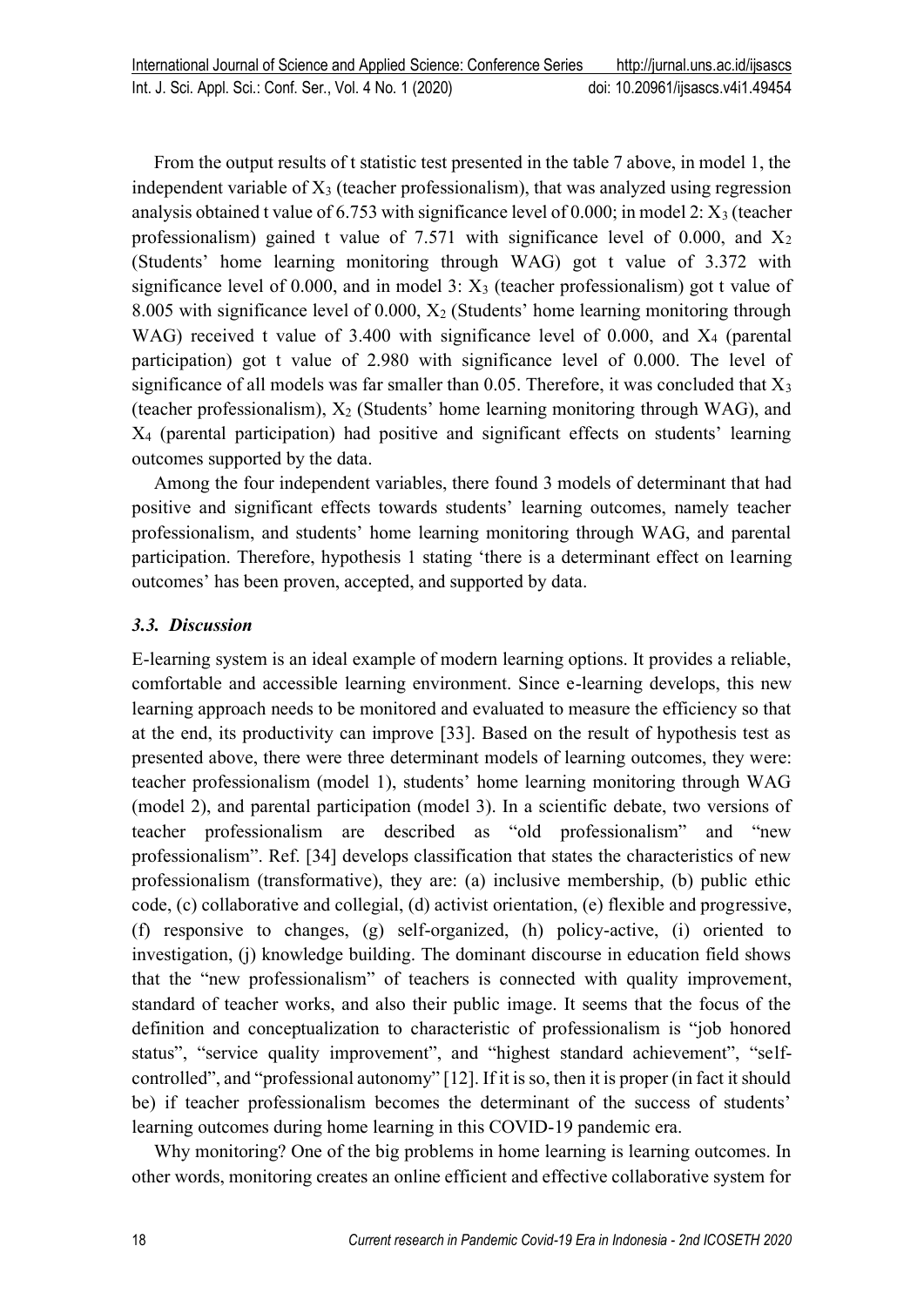From the output results of t statistic test presented in the table 7 above, in model 1, the independent variable of $X_3$ (teacher professionalism), that was analyzed using regression analysis obtained t value of 6.753 with significance level of 0.000; in model 2: $X_3$ (teacher professionalism) gained t value of 7.571 with significance level of 0.000, and $X_2$ (Students' home learning monitoring through WAG) got t value of 3.372 with significance level of 0.000, and in model 3: $X_3$ (teacher professionalism) got t value of 8.005 with significance level of 0.000, $X_2$ (Students' home learning monitoring through WAG) received t value of 3.400 with significance level of 0.000, and $X_4$ (parental participation) got t value of 2.980 with significance level of 0.000. The level of significance of all models was far smaller than 0.05. Therefore, it was concluded that $X_3$ (teacher professionalism), $X_2$ (Students' home learning monitoring through WAG), and $X_4$ (parental participation) had positive and significant effects on students' learning outcomes supported by the data.

Among the four independent variables, there found 3 models of determinant that had positive and significant effects towards students' learning outcomes, namely teacher professionalism, and students' home learning monitoring through WAG, and parental participation. Therefore, hypothesis 1 stating 'there is a determinant effect on learning outcomes' has been proven, accepted, and supported by data.

### *3.3. Discussion*

E-learning system is an ideal example of modern learning options. It provides a reliable, comfortable and accessible learning environment. Since e-learning develops, this new learning approach needs to be monitored and evaluated to measure the efficiency so that at the end, its productivity can improve [33]. Based on the result of hypothesis test as presented above, there were three determinant models of learning outcomes, they were: teacher professionalism (model 1), students' home learning monitoring through WAG (model 2), and parental participation (model 3). In a scientific debate, two versions of teacher professionalism are described as "old professionalism" and "new professionalism". Ref. [34] develops classification that states the characteristics of new professionalism (transformative), they are: (a) inclusive membership, (b) public ethic code, (c) collaborative and collegial, (d) activist orientation, (e) flexible and progressive, (f) responsive to changes, (g) self-organized, (h) policy-active, (i) oriented to investigation, (j) knowledge building. The dominant discourse in education field shows that the "new professionalism" of teachers is connected with quality improvement, standard of teacher works, and also their public image. It seems that the focus of the definition and conceptualization to characteristic of professionalism is "job honored status", "service quality improvement", and "highest standard achievement", "self-controlled", and "professional autonomy" [12]. If it is so, then it is proper (in fact it should be) if teacher professionalism becomes the determinant of the success of students' learning outcomes during home learning in this COVID-19 pandemic era.

Why monitoring? One of the big problems in home learning is learning outcomes. In other words, monitoring creates an online efficient and effective collaborative system for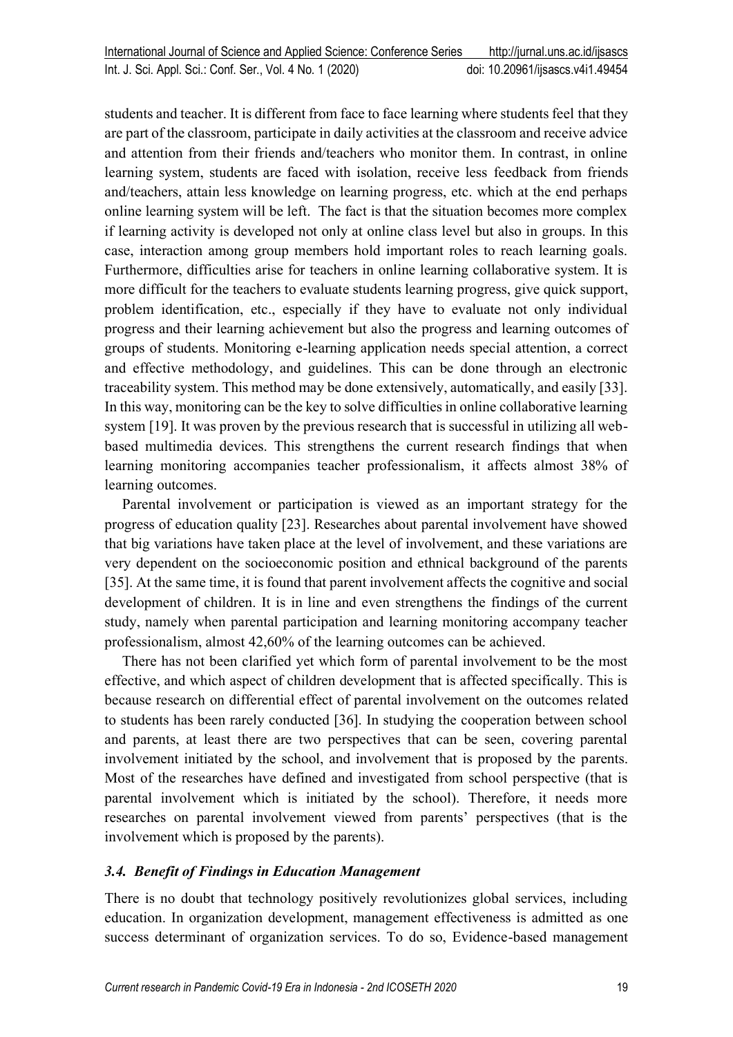students and teacher. It is different from face to face learning where students feel that they are part of the classroom, participate in daily activities at the classroom and receive advice and attention from their friends and/teachers who monitor them. In contrast, in online learning system, students are faced with isolation, receive less feedback from friends and/teachers, attain less knowledge on learning progress, etc. which at the end perhaps online learning system will be left. The fact is that the situation becomes more complex if learning activity is developed not only at online class level but also in groups. In this case, interaction among group members hold important roles to reach learning goals. Furthermore, difficulties arise for teachers in online learning collaborative system. It is more difficult for the teachers to evaluate students learning progress, give quick support, problem identification, etc., especially if they have to evaluate not only individual progress and their learning achievement but also the progress and learning outcomes of groups of students. Monitoring e-learning application needs special attention, a correct and effective methodology, and guidelines. This can be done through an electronic traceability system. This method may be done extensively, automatically, and easily [33]. In this way, monitoring can be the key to solve difficulties in online collaborative learning system [19]. It was proven by the previous research that is successful in utilizing all web-based multimedia devices. This strengthens the current research findings that when learning monitoring accompanies teacher professionalism, it affects almost 38% of learning outcomes.

Parental involvement or participation is viewed as an important strategy for the progress of education quality [23]. Researches about parental involvement have showed that big variations have taken place at the level of involvement, and these variations are very dependent on the socioeconomic position and ethnical background of the parents [35]. At the same time, it is found that parent involvement affects the cognitive and social development of children. It is in line and even strengthens the findings of the current study, namely when parental participation and learning monitoring accompany teacher professionalism, almost 42,60% of the learning outcomes can be achieved.

There has not been clarified yet which form of parental involvement to be the most effective, and which aspect of children development that is affected specifically. This is because research on differential effect of parental involvement on the outcomes related to students has been rarely conducted [36]. In studying the cooperation between school and parents, at least there are two perspectives that can be seen, covering parental involvement initiated by the school, and involvement that is proposed by the parents. Most of the researches have defined and investigated from school perspective (that is parental involvement which is initiated by the school). Therefore, it needs more researches on parental involvement viewed from parents' perspectives (that is the involvement which is proposed by the parents).

### *3.4. Benefit of Findings in Education Management*

There is no doubt that technology positively revolutionizes global services, including education. In organization development, management effectiveness is admitted as one success determinant of organization services. To do so, Evidence-based management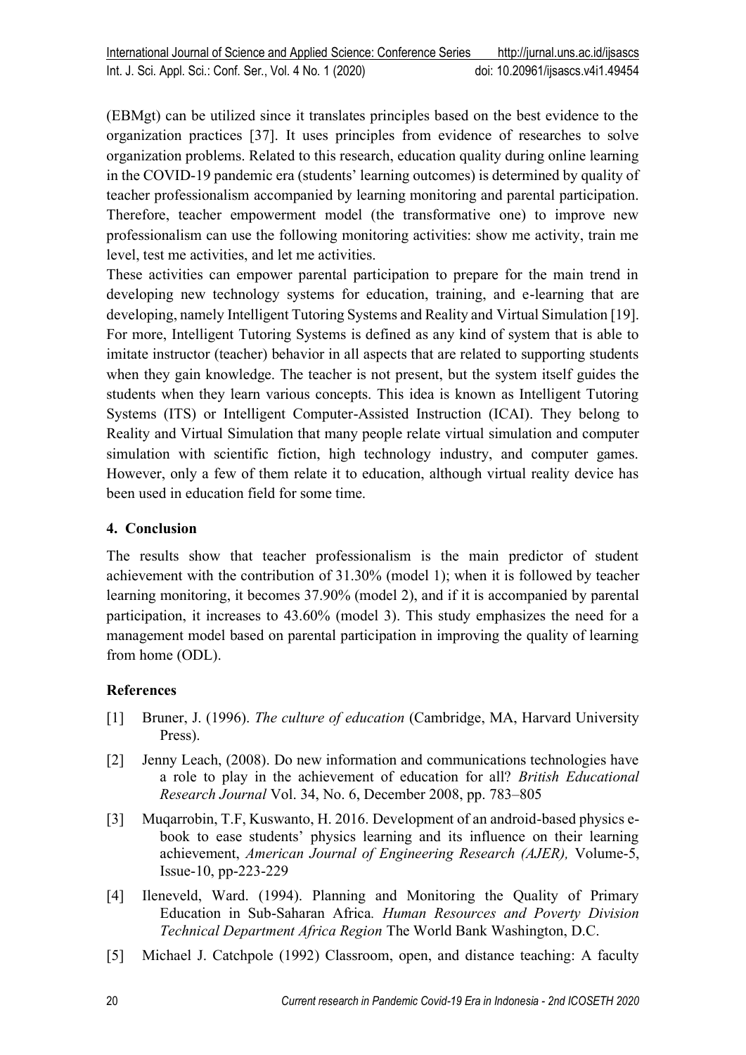(EBMgt) can be utilized since it translates principles based on the best evidence to the organization practices [37]. It uses principles from evidence of researches to solve organization problems. Related to this research, education quality during online learning in the COVID-19 pandemic era (students' learning outcomes) is determined by quality of teacher professionalism accompanied by learning monitoring and parental participation. Therefore, teacher empowerment model (the transformative one) to improve new professionalism can use the following monitoring activities: show me activity, train me level, test me activities, and let me activities.

These activities can empower parental participation to prepare for the main trend in developing new technology systems for education, training, and e-learning that are developing, namely Intelligent Tutoring Systems and Reality and Virtual Simulation [19]. For more, Intelligent Tutoring Systems is defined as any kind of system that is able to imitate instructor (teacher) behavior in all aspects that are related to supporting students when they gain knowledge. The teacher is not present, but the system itself guides the students when they learn various concepts. This idea is known as Intelligent Tutoring Systems (ITS) or Intelligent Computer-Assisted Instruction (ICAI). They belong to Reality and Virtual Simulation that many people relate virtual simulation and computer simulation with scientific fiction, high technology industry, and computer games. However, only a few of them relate it to education, although virtual reality device has been used in education field for some time.

## 4. Conclusion

The results show that teacher professionalism is the main predictor of student achievement with the contribution of 31.30% (model 1); when it is followed by teacher learning monitoring, it becomes 37.90% (model 2), and if it is accompanied by parental participation, it increases to 43.60% (model 3). This study emphasizes the need for a management model based on parental participation in improving the quality of learning from home (ODL).

## References

[1] Bruner, J. (1996). *The culture of education* (Cambridge, MA, Harvard University Press).

[2] Jenny Leach, (2008). Do new information and communications technologies have a role to play in the achievement of education for all? *British Educational Research Journal* Vol. 34, No. 6, December 2008, pp. 783–805

[3] Muqarrobin, T.F, Kuswanto, H. 2016. Development of an android-based physics e-book to ease students' physics learning and its influence on their learning achievement, *American Journal of Engineering Research (AJER),* Volume-5, Issue-10, pp-223-229

[4] Ileneveld, Ward. (1994). Planning and Monitoring the Quality of Primary Education in Sub-Saharan Africa. *Human Resources and Poverty Division Technical Department Africa Region* The World Bank Washington, D.C.

[5] Michael J. Catchpole (1992) Classroom, open, and distance teaching: A faculty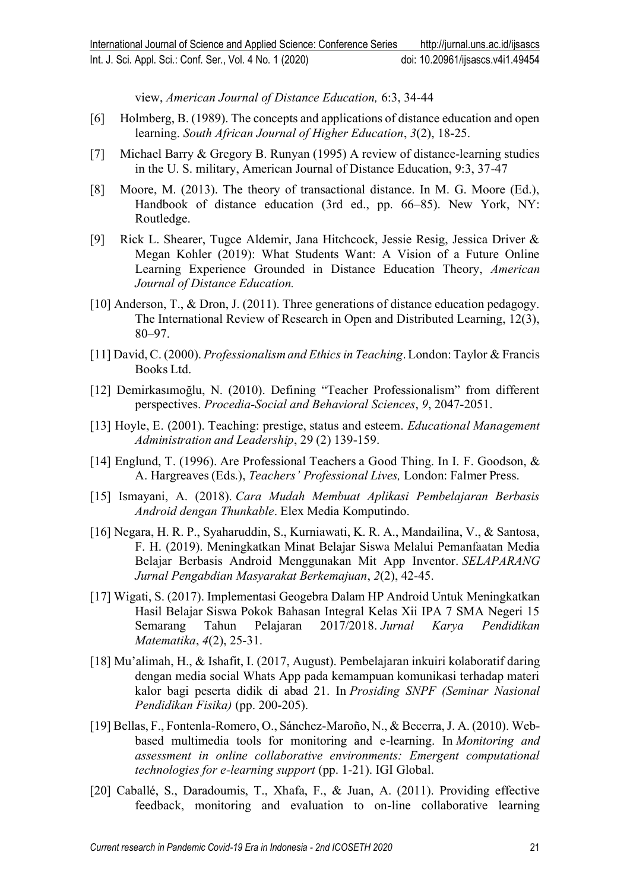view, *American Journal of Distance Education,* 6:3, 34-44

[6] Holmberg, B. (1989). The concepts and applications of distance education and open learning. *South African Journal of Higher Education*, *3*(2), 18-25.

[7] Michael Barry & Gregory B. Runyan (1995) A review of distance-learning studies in the U. S. military, American Journal of Distance Education, 9:3, 37-47

[8] Moore, M. (2013). The theory of transactional distance. In M. G. Moore (Ed.), Handbook of distance education (3rd ed., pp. 66–85). New York, NY: Routledge.

[9] Rick L. Shearer, Tugce Aldemir, Jana Hitchcock, Jessie Resig, Jessica Driver & Megan Kohler (2019): What Students Want: A Vision of a Future Online Learning Experience Grounded in Distance Education Theory, *American Journal of Distance Education.*

[10] Anderson, T., & Dron, J. (2011). Three generations of distance education pedagogy. The International Review of Research in Open and Distributed Learning, 12(3), 80–97.

[11] David, C. (2000). *Professionalism and Ethics in Teaching*. London: Taylor & Francis Books Ltd.

[12] Demirkasımoğlu, N. (2010). Defining "Teacher Professionalism" from different perspectives. *Procedia-Social and Behavioral Sciences*, *9*, 2047-2051.

[13] Hoyle, E. (2001). Teaching: prestige, status and esteem. *Educational Management Administration and Leadership*, 29 (2) 139-159.

[14] Englund, T. (1996). Are Professional Teachers a Good Thing. In I. F. Goodson, & A. Hargreaves (Eds.), *Teachers' Professional Lives,* London: Falmer Press.

[15] Ismayani, A. (2018). *Cara Mudah Membuat Aplikasi Pembelajaran Berbasis Android dengan Thunkable*. Elex Media Komputindo.

[16] Negara, H. R. P., Syaharuddin, S., Kurniawati, K. R. A., Mandailina, V., & Santosa, F. H. (2019). Meningkatkan Minat Belajar Siswa Melalui Pemanfaatan Media Belajar Berbasis Android Menggunakan Mit App Inventor. *SELAPARANG Jurnal Pengabdian Masyarakat Berkemajuan*, *2*(2), 42-45.

[17] Wigati, S. (2017). Implementasi Geogebra Dalam HP Android Untuk Meningkatkan Hasil Belajar Siswa Pokok Bahasan Integral Kelas Xii IPA 7 SMA Negeri 15 Semarang Tahun Pelajaran 2017/2018. *Jurnal Karya Pendidikan Matematika*, *4*(2), 25-31.

[18] Mu'alimah, H., & Ishafit, I. (2017, August). Pembelajaran inkuiri kolaboratif daring dengan media social Whats App pada kemampuan komunikasi terhadap materi kalor bagi peserta didik di abad 21. In *Prosiding SNPF (Seminar Nasional Pendidikan Fisika)* (pp. 200-205).

[19] Bellas, F., Fontenla-Romero, O., Sánchez-Maroño, N., & Becerra, J. A. (2010). Web-based multimedia tools for monitoring and e-learning. In *Monitoring and assessment in online collaborative environments: Emergent computational technologies for e-learning support* (pp. 1-21). IGI Global.

[20] Caballé, S., Daradoumis, T., Xhafa, F., & Juan, A. (2011). Providing effective feedback, monitoring and evaluation to on-line collaborative learning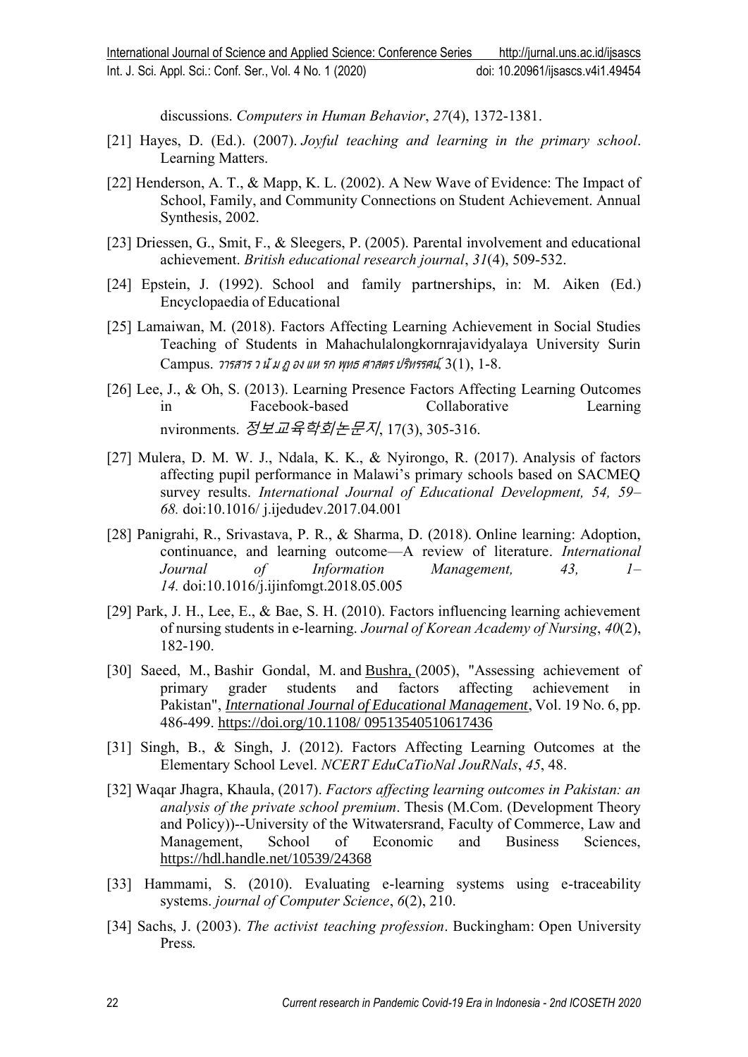discussions. *Computers in Human Behavior*, *27*(4), 1372-1381.

[21] Hayes, D. (Ed.). (2007). *Joyful teaching and learning in the primary school*. Learning Matters.

[22] Henderson, A. T., & Mapp, K. L. (2002). A New Wave of Evidence: The Impact of School, Family, and Community Connections on Student Achievement. Annual Synthesis, 2002.

[23] Driessen, G., Smit, F., & Sleegers, P. (2005). Parental involvement and educational achievement. *British educational research journal*, *31*(4), 509-532.

[24] Epstein, J. (1992). School and family partnerships, in: M. Aiken (Ed.) Encyclopaedia of Educational

[25] Lamaiwan, M. (2018). Factors Affecting Learning Achievement in Social Studies Teaching of Students in Mahachulalongkornrajavidyalaya University Surin Campus. *วารสาร ว นั ม ฎ อง แห รก พุทธ ศาสตร ปริทรรศน์*, 3(1), 1-8.

[26] Lee, J., & Oh, S. (2013). Learning Presence Factors Affecting Learning Outcomes in Facebook-based Collaborative Learning nvironments. *정보교육학회논문지*, 17(3), 305-316.

[27] Mulera, D. M. W. J., Ndala, K. K., & Nyirongo, R. (2017). Analysis of factors affecting pupil performance in Malawi's primary schools based on SACMEQ survey results. *International Journal of Educational Development, 54, 59–68.* doi:10.1016/ j.ijedudev.2017.04.001

[28] Panigrahi, R., Srivastava, P. R., & Sharma, D. (2018). Online learning: Adoption, continuance, and learning outcome—A review of literature. *International Journal of Information Management, 43, 1–14.* doi:10.1016/j.ijinfomgt.2018.05.005

[29] Park, J. H., Lee, E., & Bae, S. H. (2010). Factors influencing learning achievement of nursing students in e-learning. *Journal of Korean Academy of Nursing*, *40*(2), 182-190.

[30] Saeed, M., Bashir Gondal, M. and Bushra, (2005), "Assessing achievement of primary grader students and factors affecting achievement in Pakistan", *International Journal of Educational Management*, Vol. 19 No. 6, pp. 486-499. https://doi.org/10.1108/ 09513540510617436

[31] Singh, B., & Singh, J. (2012). Factors Affecting Learning Outcomes at the Elementary School Level. *NCERT EduCaTioNal JouRNals*, *45*, 48.

[32] Waqar Jhagra, Khaula, (2017). *Factors affecting learning outcomes in Pakistan: an analysis of the private school premium*. Thesis (M.Com. (Development Theory and Policy))--University of the Witwatersrand, Faculty of Commerce, Law and Management, School of Economic and Business Sciences, https://hdl.handle.net/10539/24368

[33] Hammami, S. (2010). Evaluating e-learning systems using e-traceability systems. *journal of Computer Science*, *6*(2), 210.

[34] Sachs, J. (2003). *The activist teaching profession*. Buckingham: Open University Press.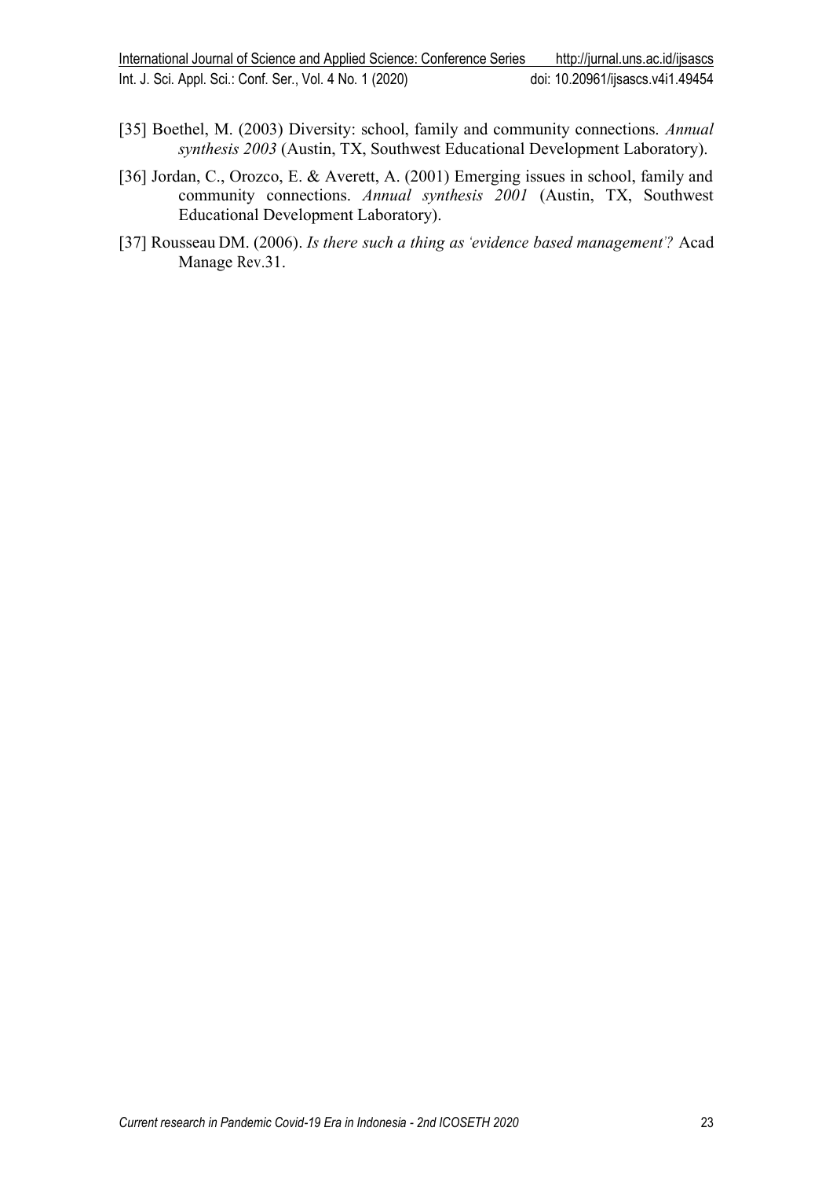[35] Boethel, M. (2003) Diversity: school, family and community connections. *Annual synthesis 2003* (Austin, TX, Southwest Educational Development Laboratory).

[36] Jordan, C., Orozco, E. & Averett, A. (2001) Emerging issues in school, family and community connections. *Annual synthesis 2001* (Austin, TX, Southwest Educational Development Laboratory).

[37] Rousseau DM. (2006). *Is there such a thing as 'evidence based management'?* Acad Manage Rev.31.